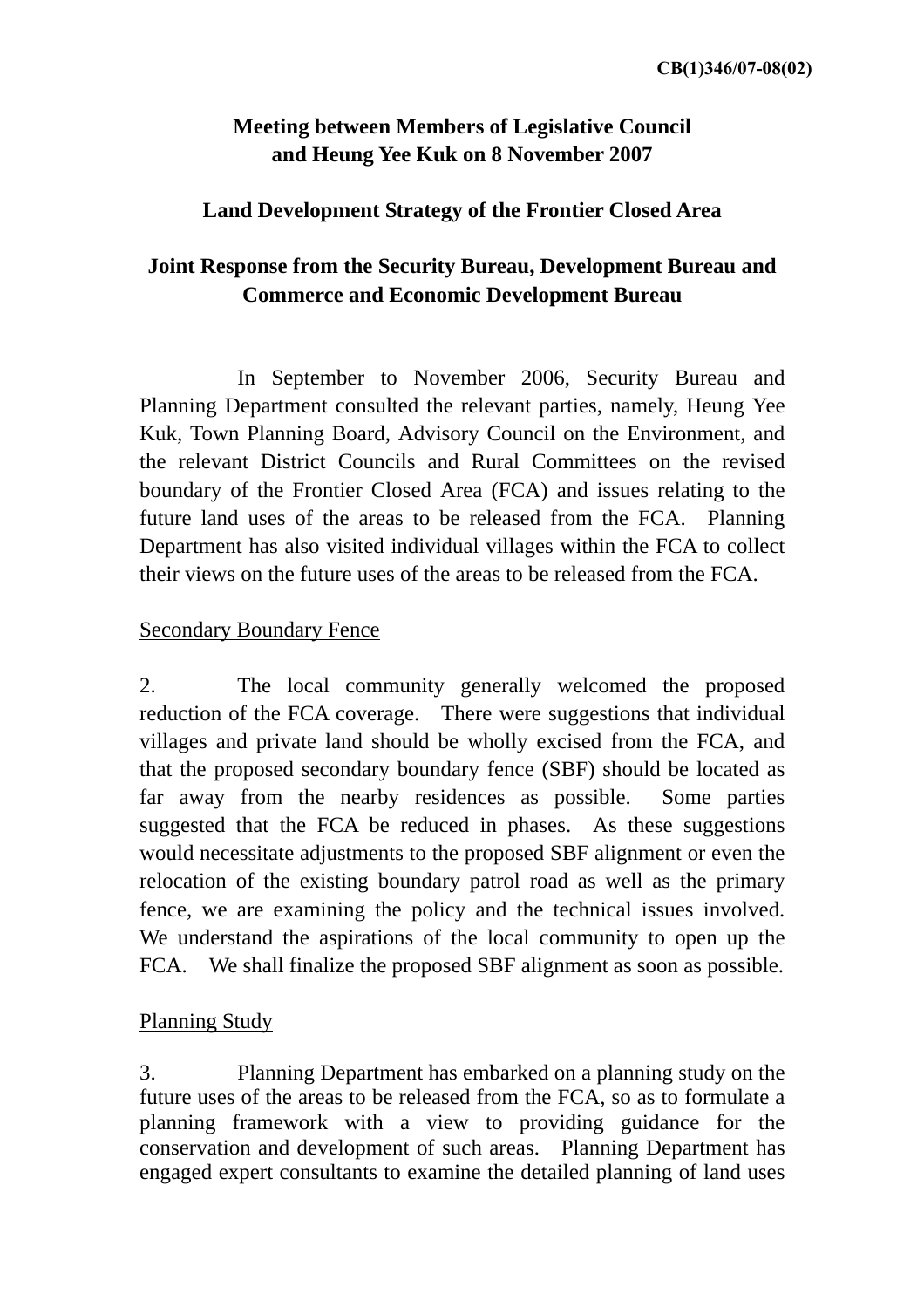CB(1)346/07-08(02)

**Meeting between Members of Legislative Council and Heung Yee Kuk on 8 November 2007**

**Land Development Strategy of the Frontier Closed Area**

**Joint Response from the Security Bureau, Development Bureau and Commerce and Economic Development Bureau**

In September to November 2006, Security Bureau and Planning Department consulted the relevant parties, namely, Heung Yee Kuk, Town Planning Board, Advisory Council on the Environment, and the relevant District Councils and Rural Committees on the revised boundary of the Frontier Closed Area (FCA) and issues relating to the future land uses of the areas to be released from the FCA. Planning Department has also visited individual villages within the FCA to collect their views on the future uses of the areas to be released from the FCA.

<u>Secondary Boundary Fence</u>

2. The local community generally welcomed the proposed reduction of the FCA coverage. There were suggestions that individual villages and private land should be wholly excised from the FCA, and that the proposed secondary boundary fence (SBF) should be located as far away from the nearby residences as possible. Some parties suggested that the FCA be reduced in phases. As these suggestions would necessitate adjustments to the proposed SBF alignment or even the relocation of the existing boundary patrol road as well as the primary fence, we are examining the policy and the technical issues involved. We understand the aspirations of the local community to open up the FCA. We shall finalize the proposed SBF alignment as soon as possible.

<u>Planning Study</u>

3. Planning Department has embarked on a planning study on the future uses of the areas to be released from the FCA, so as to formulate a planning framework with a view to providing guidance for the conservation and development of such areas. Planning Department has engaged expert consultants to examine the detailed planning of land uses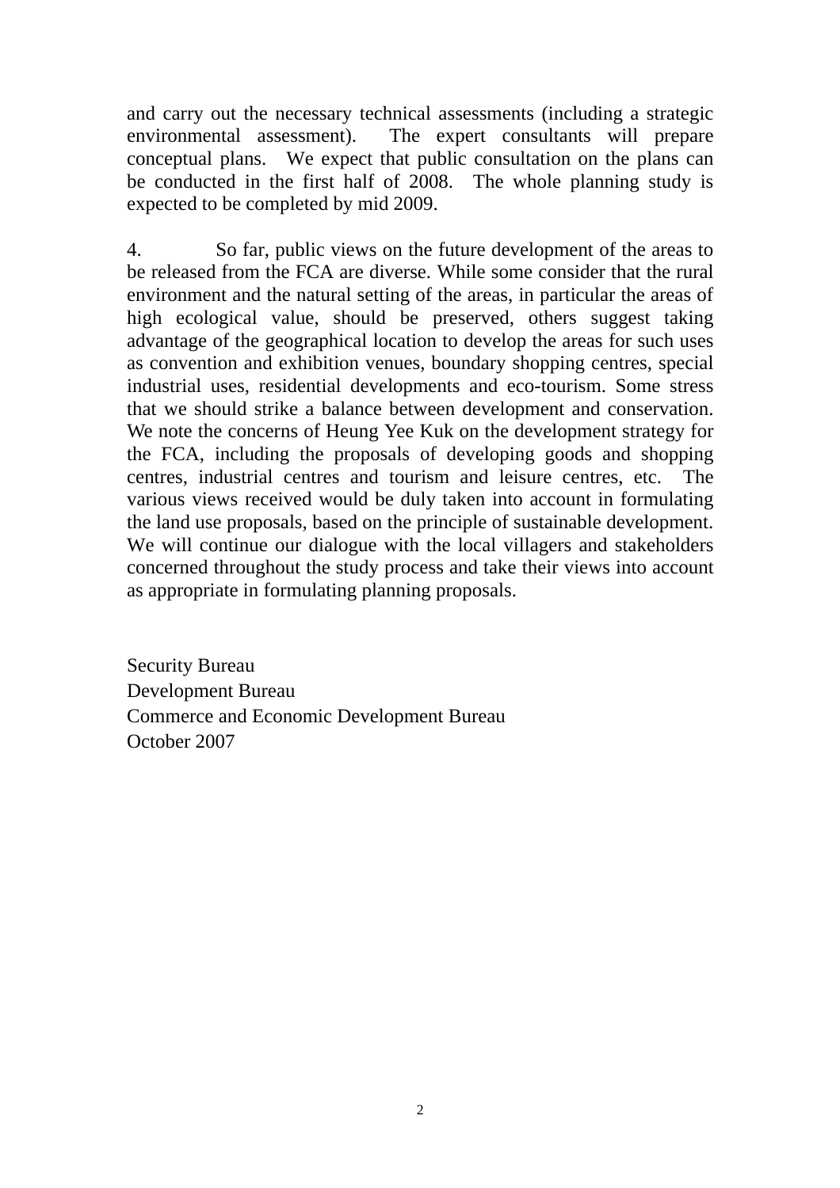and carry out the necessary technical assessments (including a strategic environmental assessment). The expert consultants will prepare conceptual plans. We expect that public consultation on the plans can be conducted in the first half of 2008. The whole planning study is expected to be completed by mid 2009.

4. So far, public views on the future development of the areas to be released from the FCA are diverse. While some consider that the rural environment and the natural setting of the areas, in particular the areas of high ecological value, should be preserved, others suggest taking advantage of the geographical location to develop the areas for such uses as convention and exhibition venues, boundary shopping centres, special industrial uses, residential developments and eco-tourism. Some stress that we should strike a balance between development and conservation. We note the concerns of Heung Yee Kuk on the development strategy for the FCA, including the proposals of developing goods and shopping centres, industrial centres and tourism and leisure centres, etc. The various views received would be duly taken into account in formulating the land use proposals, based on the principle of sustainable development. We will continue our dialogue with the local villagers and stakeholders concerned throughout the study process and take their views into account as appropriate in formulating planning proposals.

Security Bureau  
Development Bureau  
Commerce and Economic Development Bureau  
October 2007